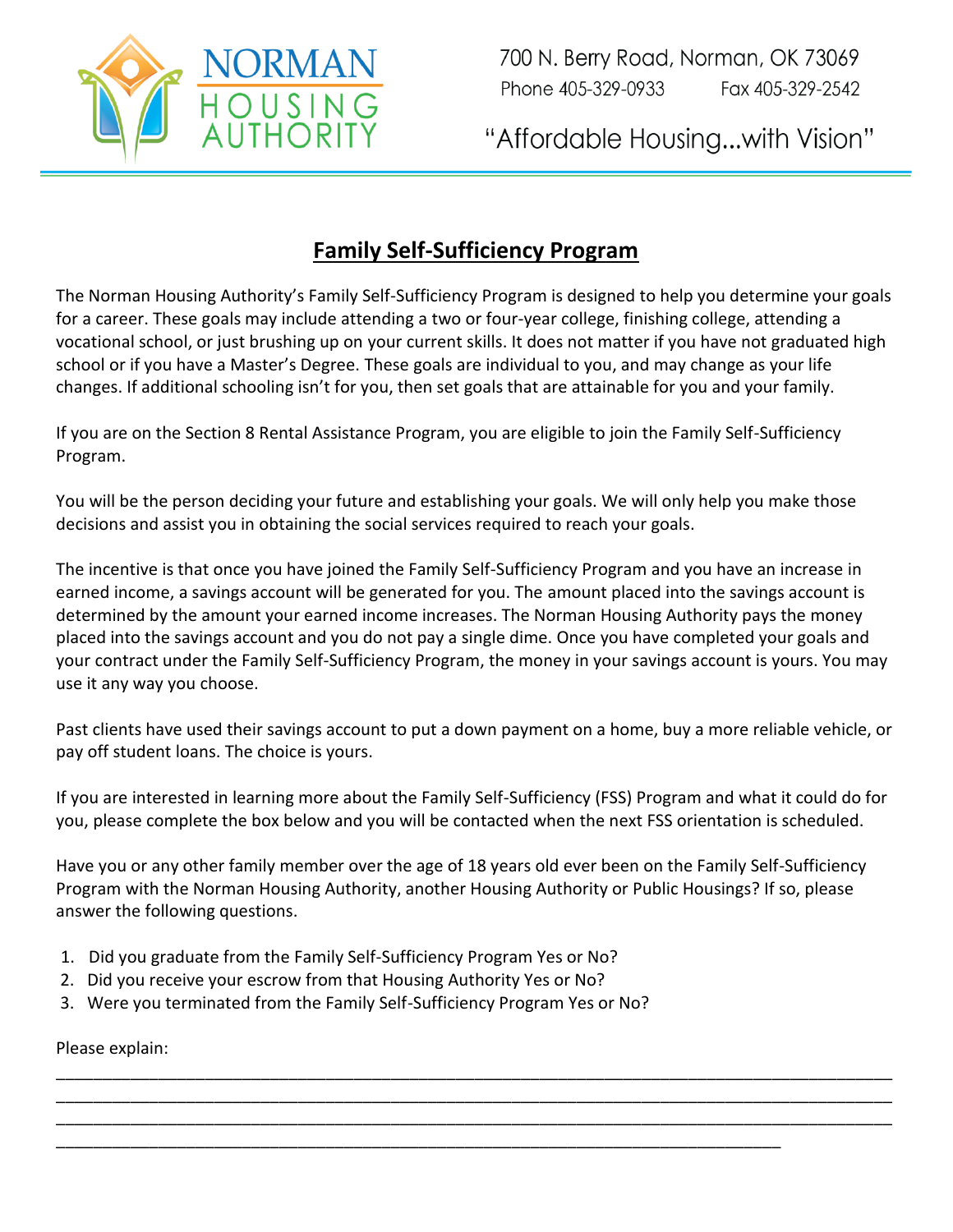NORMAN HOUSING AUTHORITY

700 N. Berry Road, Norman, OK 73069
Phone 405-329-0933 Fax 405-329-2542

"Affordable Housing...with Vision"

# Family Self-Sufficiency Program

The Norman Housing Authority's Family Self-Sufficiency Program is designed to help you determine your goals for a career. These goals may include attending a two or four-year college, finishing college, attending a vocational school, or just brushing up on your current skills. It does not matter if you have not graduated high school or if you have a Master's Degree. These goals are individual to you, and may change as your life changes. If additional schooling isn't for you, then set goals that are attainable for you and your family.

If you are on the Section 8 Rental Assistance Program, you are eligible to join the Family Self-Sufficiency Program.

You will be the person deciding your future and establishing your goals. We will only help you make those decisions and assist you in obtaining the social services required to reach your goals.

The incentive is that once you have joined the Family Self-Sufficiency Program and you have an increase in earned income, a savings account will be generated for you. The amount placed into the savings account is determined by the amount your earned income increases. The Norman Housing Authority pays the money placed into the savings account and you do not pay a single dime. Once you have completed your goals and your contract under the Family Self-Sufficiency Program, the money in your savings account is yours. You may use it any way you choose.

Past clients have used their savings account to put a down payment on a home, buy a more reliable vehicle, or pay off student loans. The choice is yours.

If you are interested in learning more about the Family Self-Sufficiency (FSS) Program and what it could do for you, please complete the box below and you will be contacted when the next FSS orientation is scheduled.

Have you or any other family member over the age of 18 years old ever been on the Family Self-Sufficiency Program with the Norman Housing Authority, another Housing Authority or Public Housings? If so, please answer the following questions.

1. Did you graduate from the Family Self-Sufficiency Program Yes or No?
2. Did you receive your escrow from that Housing Authority Yes or No?
3. Were you terminated from the Family Self-Sufficiency Program Yes or No?

Please explain:

______________________________________________________________________________________

______________________________________________________________________________________

______________________________________________________________________________________

__________________________________________________________________________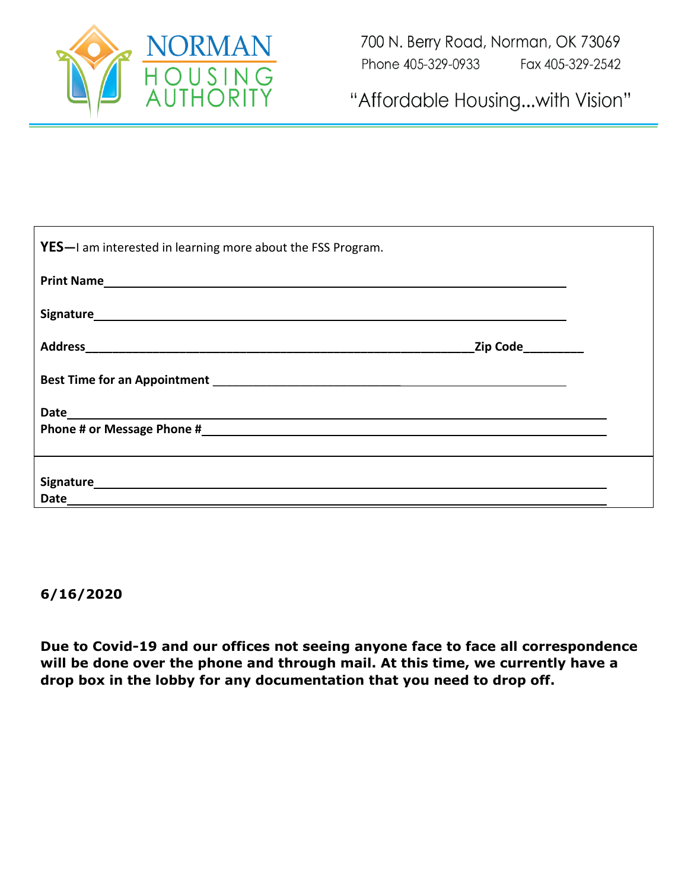NORMAN HOUSING AUTHORITY

700 N. Berry Road, Norman, OK 73069
Phone 405-329-0933 Fax 405-329-2542

"Affordable Housing...with Vision"

**YES—**I am interested in learning more about the FSS Program.

**Print Name**\_\_\_\_\_\_\_\_\_\_\_\_\_\_\_\_\_\_\_\_\_\_\_\_\_\_\_\_\_\_\_\_\_\_\_\_\_\_\_\_

**Signature**\_\_\_\_\_\_\_\_\_\_\_\_\_\_\_\_\_\_\_\_\_\_\_\_\_\_\_\_\_\_\_\_\_\_\_\_\_\_\_\_

**Address**\_\_\_\_\_\_\_\_\_\_\_\_\_\_\_\_\_\_\_\_\_\_\_\_\_\_\_\_\_\_\_\_\_\_\_\_ **Zip Code**\_\_\_\_\_\_\_\_\_

**Best Time for an Appointment** \_\_\_\_\_\_\_\_\_\_\_\_\_\_\_\_\_\_\_\_\_\_\_\_\_\_\_\_

**Date**\_\_\_\_\_\_\_\_\_\_\_\_\_\_\_\_\_\_\_\_\_\_\_\_\_\_\_\_\_\_\_\_\_\_\_\_\_\_\_\_

**Phone # or Message Phone #**\_\_\_\_\_\_\_\_\_\_\_\_\_\_\_\_\_\_\_\_\_\_\_\_\_\_\_\_

**Signature**\_\_\_\_\_\_\_\_\_\_\_\_\_\_\_\_\_\_\_\_\_\_\_\_\_\_\_\_\_\_\_\_\_\_\_\_\_\_\_\_

**Date**\_\_\_\_\_\_\_\_\_\_\_\_\_\_\_\_\_\_\_\_\_\_\_\_\_\_\_\_\_\_\_\_\_\_\_\_\_\_\_\_

**6/16/2020**

**Due to Covid-19 and our offices not seeing anyone face to face all correspondence will be done over the phone and through mail. At this time, we currently have a drop box in the lobby for any documentation that you need to drop off.**